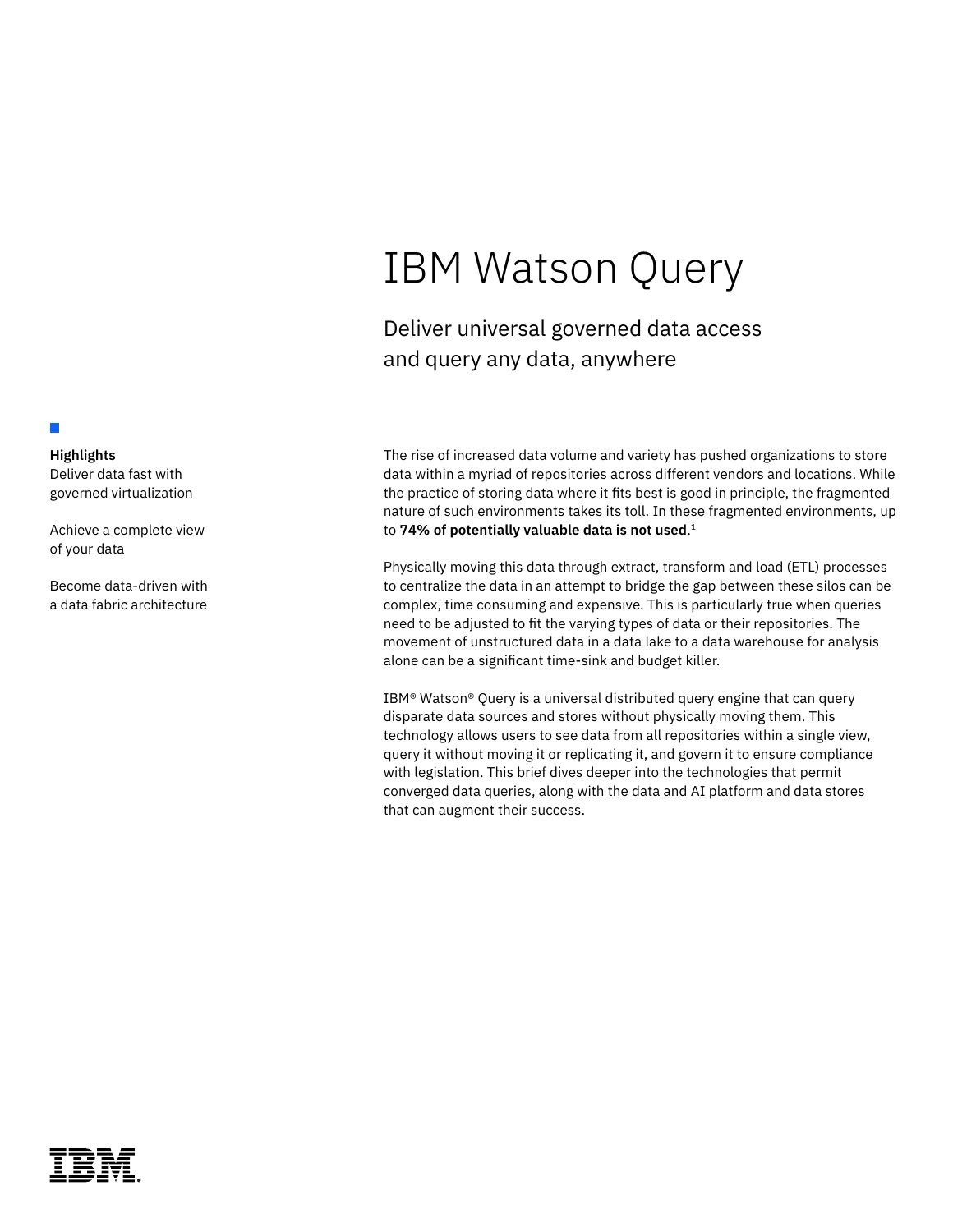# IBM Watson Query

## Deliver universal governed data access and query any data, anywhere

**Highlights**

Deliver data fast with governed virtualization

Achieve a complete view of your data

Become data-driven with a data fabric architecture

The rise of increased data volume and variety has pushed organizations to store data within a myriad of repositories across different vendors and locations. While the practice of storing data where it fits best is good in principle, the fragmented nature of such environments takes its toll. In these fragmented environments, up to **74% of potentially valuable data is not used**.[1]

Physically moving this data through extract, transform and load (ETL) processes to centralize the data in an attempt to bridge the gap between these silos can be complex, time consuming and expensive. This is particularly true when queries need to be adjusted to fit the varying types of data or their repositories. The movement of unstructured data in a data lake to a data warehouse for analysis alone can be a significant time-sink and budget killer.

IBM® Watson® Query is a universal distributed query engine that can query disparate data sources and stores without physically moving them. This technology allows users to see data from all repositories within a single view, query it without moving it or replicating it, and govern it to ensure compliance with legislation. This brief dives deeper into the technologies that permit converged data queries, along with the data and AI platform and data stores that can augment their success.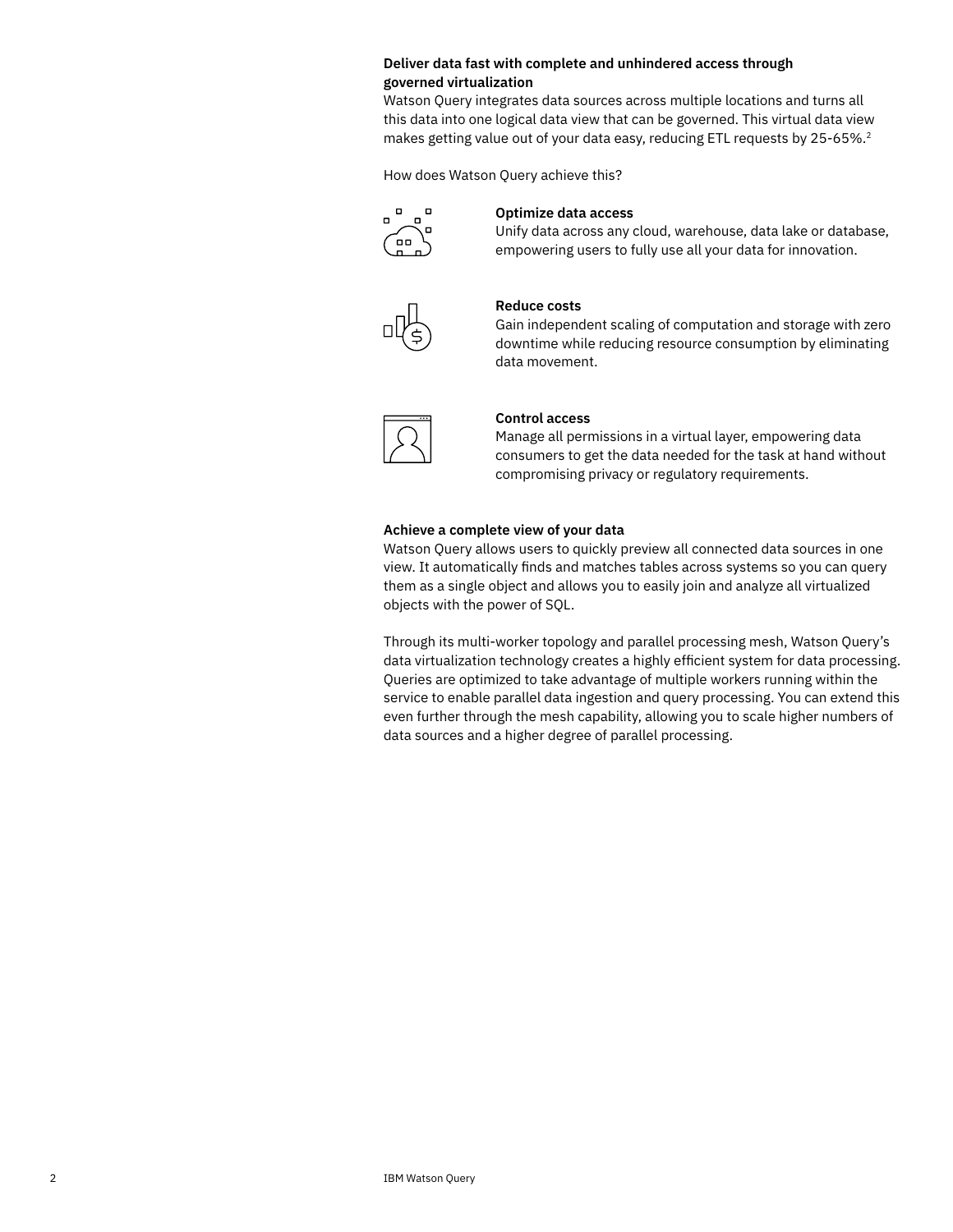**Deliver data fast with complete and unhindered access through governed virtualization**

Watson Query integrates data sources across multiple locations and turns all this data into one logical data view that can be governed. This virtual data view makes getting value out of your data easy, reducing ETL requests by 25-65%.[2]

How does Watson Query achieve this?

**Optimize data access**

Unify data across any cloud, warehouse, data lake or database, empowering users to fully use all your data for innovation.

**Reduce costs**

Gain independent scaling of computation and storage with zero downtime while reducing resource consumption by eliminating data movement.

**Control access**

Manage all permissions in a virtual layer, empowering data consumers to get the data needed for the task at hand without compromising privacy or regulatory requirements.

**Achieve a complete view of your data**

Watson Query allows users to quickly preview all connected data sources in one view. It automatically finds and matches tables across systems so you can query them as a single object and allows you to easily join and analyze all virtualized objects with the power of SQL.

Through its multi-worker topology and parallel processing mesh, Watson Query's data virtualization technology creates a highly efficient system for data processing. Queries are optimized to take advantage of multiple workers running within the service to enable parallel data ingestion and query processing. You can extend this even further through the mesh capability, allowing you to scale higher numbers of data sources and a higher degree of parallel processing.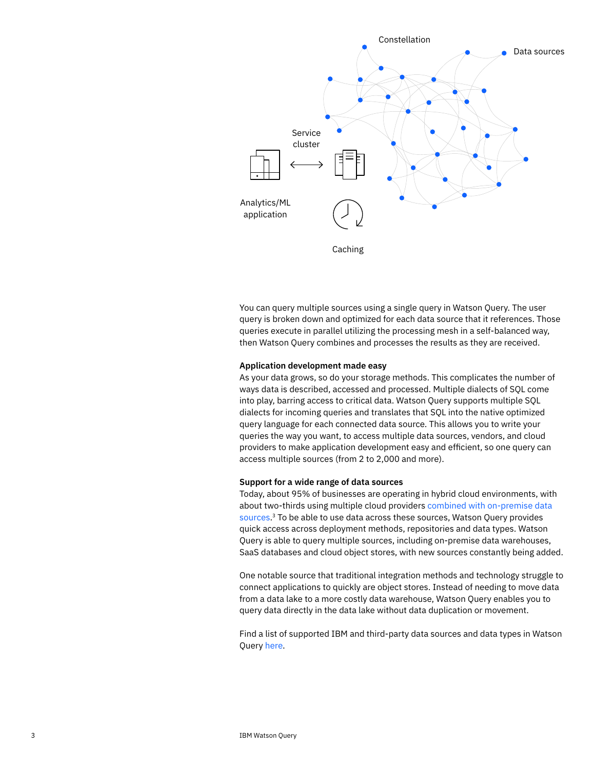Constellation

Data sources

Service cluster

Analytics/ML application

Caching

You can query multiple sources using a single query in Watson Query. The user query is broken down and optimized for each data source that it references. Those queries execute in parallel utilizing the processing mesh in a self-balanced way, then Watson Query combines and processes the results as they are received.

**Application development made easy**

As your data grows, so do your storage methods. This complicates the number of ways data is described, accessed and processed. Multiple dialects of SQL come into play, barring access to critical data. Watson Query supports multiple SQL dialects for incoming queries and translates that SQL into the native optimized query language for each connected data source. This allows you to write your queries the way you want, to access multiple data sources, vendors, and cloud providers to make application development easy and efficient, so one query can access multiple sources (from 2 to 2,000 and more).

**Support for a wide range of data sources**

Today, about 95% of businesses are operating in hybrid cloud environments, with about two-thirds using multiple cloud providers combined with on-premise data sources.[3] To be able to use data across these sources, Watson Query provides quick access across deployment methods, repositories and data types. Watson Query is able to query multiple sources, including on-premise data warehouses, SaaS databases and cloud object stores, with new sources constantly being added.

One notable source that traditional integration methods and technology struggle to connect applications to quickly are object stores. Instead of needing to move data from a data lake to a more costly data warehouse, Watson Query enables you to query data directly in the data lake without data duplication or movement.

Find a list of supported IBM and third-party data sources and data types in Watson Query here.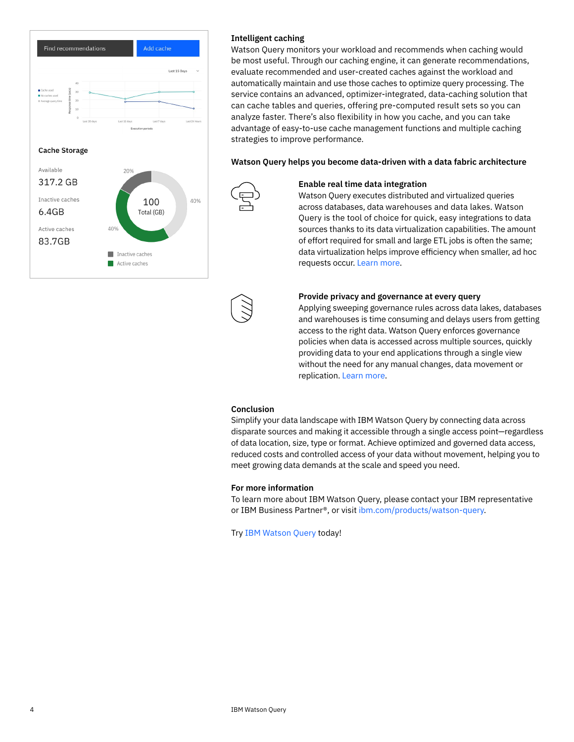### Intelligent caching

Watson Query monitors your workload and recommends when caching would be most useful. Through our caching engine, it can generate recommendations, evaluate recommended and user-created caches against the workload and automatically maintain and use those caches to optimize query processing. The service contains an advanced, optimizer-integrated, data-caching solution that can cache tables and queries, offering pre-computed result sets so you can analyze faster. There's also flexibility in how you cache, and you can take advantage of easy-to-use cache management functions and multiple caching strategies to improve performance.

### Watson Query helps you become data-driven with a data fabric architecture

#### Enable real time data integration

Watson Query executes distributed and virtualized queries across databases, data warehouses and data lakes. Watson Query is the tool of choice for quick, easy integrations to data sources thanks to its data virtualization capabilities. The amount of effort required for small and large ETL jobs is often the same; data virtualization helps improve efficiency when smaller, ad hoc requests occur. Learn more.

#### Provide privacy and governance at every query

Applying sweeping governance rules across data lakes, databases and warehouses is time consuming and delays users from getting access to the right data. Watson Query enforces governance policies when data is accessed across multiple sources, quickly providing data to your end applications through a single view without the need for any manual changes, data movement or replication. Learn more.

### Conclusion

Simplify your data landscape with IBM Watson Query by connecting data across disparate sources and making it accessible through a single access point—regardless of data location, size, type or format. Achieve optimized and governed data access, reduced costs and controlled access of your data without movement, helping you to meet growing data demands at the scale and speed you need.

### For more information

To learn more about IBM Watson Query, please contact your IBM representative or IBM Business Partner®, or visit ibm.com/products/watson-query.

Try IBM Watson Query today!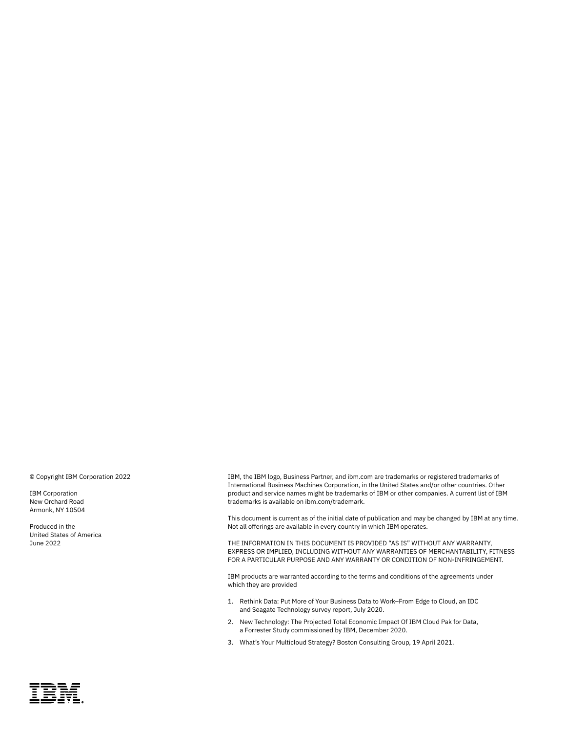© Copyright IBM Corporation 2022

IBM Corporation
New Orchard Road
Armonk, NY 10504

Produced in the
United States of America
June 2022

IBM, the IBM logo, Business Partner, and ibm.com are trademarks or registered trademarks of International Business Machines Corporation, in the United States and/or other countries. Other product and service names might be trademarks of IBM or other companies. A current list of IBM trademarks is available on ibm.com/trademark.

This document is current as of the initial date of publication and may be changed by IBM at any time. Not all offerings are available in every country in which IBM operates.

THE INFORMATION IN THIS DOCUMENT IS PROVIDED "AS IS" WITHOUT ANY WARRANTY, EXPRESS OR IMPLIED, INCLUDING WITHOUT ANY WARRANTIES OF MERCHANTABILITY, FITNESS FOR A PARTICULAR PURPOSE AND ANY WARRANTY OR CONDITION OF NON-INFRINGEMENT.

IBM products are warranted according to the terms and conditions of the agreements under which they are provided

1. Rethink Data: Put More of Your Business Data to Work–From Edge to Cloud, an IDC and Seagate Technology survey report, July 2020.
2. New Technology: The Projected Total Economic Impact Of IBM Cloud Pak for Data, a Forrester Study commissioned by IBM, December 2020.
3. What's Your Multicloud Strategy? Boston Consulting Group, 19 April 2021.